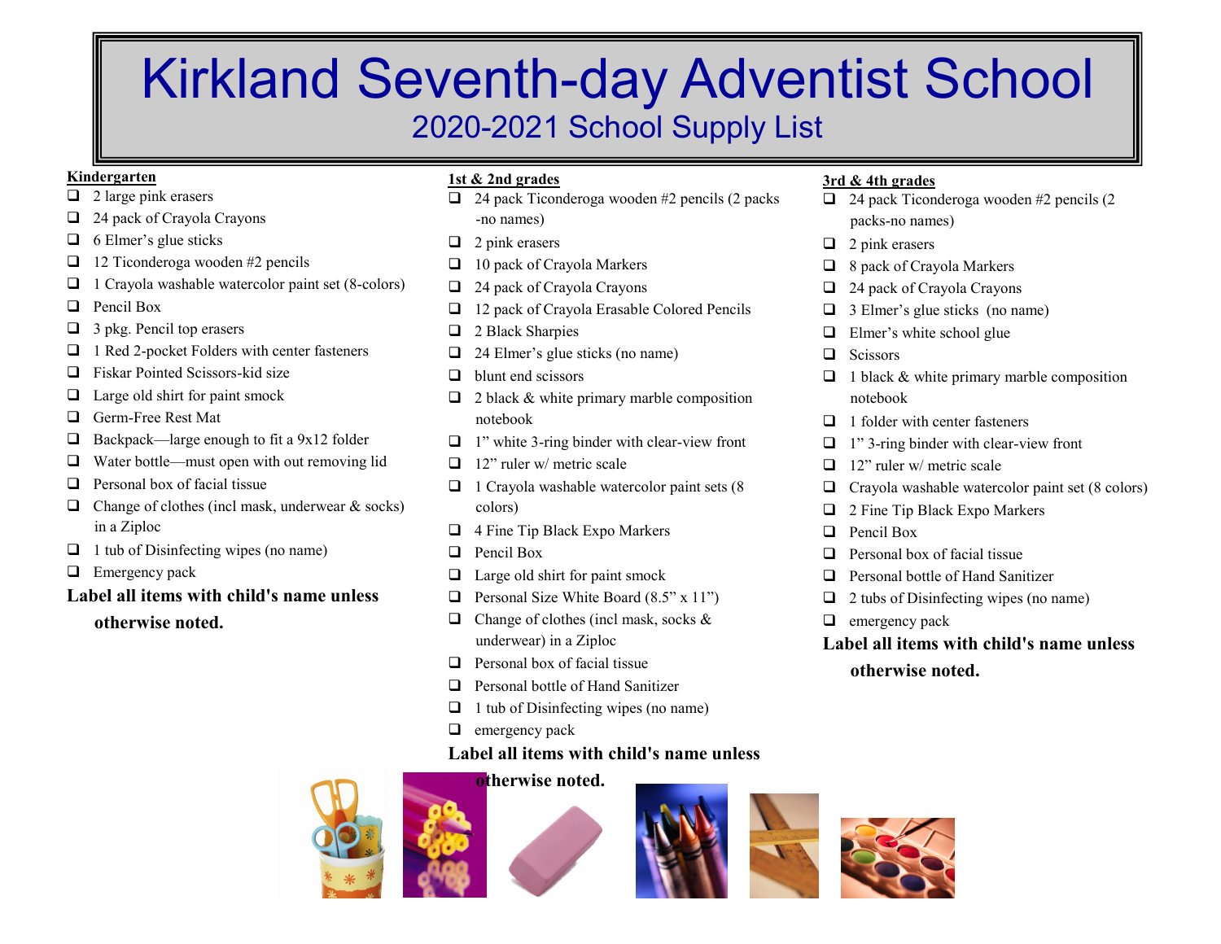# Kirkland Seventh-day Adventist School

## 2020-2021 School Supply List

### Kindergarten

- 2 large pink erasers
- 24 pack of Crayola Crayons
- 6 Elmer's glue sticks
- 12 Ticonderoga wooden #2 pencils
- 1 Crayola washable watercolor paint set (8-colors)
- Pencil Box
- 3 pkg. Pencil top erasers
- 1 Red 2-pocket Folders with center fasteners
- Fiskar Pointed Scissors-kid size
- Large old shirt for paint smock
- Germ-Free Rest Mat
- Backpack—large enough to fit a 9x12 folder
- Water bottle—must open with out removing lid
- Personal box of facial tissue
- Change of clothes (incl mask, underwear & socks) in a Ziploc
- 1 tub of Disinfecting wipes (no name)
- Emergency pack

**Label all items with child's name unless otherwise noted.**

### 1st & 2nd grades

- 24 pack Ticonderoga wooden #2 pencils (2 packs -no names)
- 2 pink erasers
- 10 pack of Crayola Markers
- 24 pack of Crayola Crayons
- 12 pack of Crayola Erasable Colored Pencils
- 2 Black Sharpies
- 24 Elmer's glue sticks (no name)
- blunt end scissors
- 2 black & white primary marble composition notebook
- 1" white 3-ring binder with clear-view front
- 12" ruler w/ metric scale
- 1 Crayola washable watercolor paint sets (8 colors)
- 4 Fine Tip Black Expo Markers
- Pencil Box
- Large old shirt for paint smock
- Personal Size White Board (8.5" x 11")
- Change of clothes (incl mask, socks & underwear) in a Ziploc
- Personal box of facial tissue
- Personal bottle of Hand Sanitizer
- 1 tub of Disinfecting wipes (no name)
- emergency pack

**Label all items with child's name unless otherwise noted.**

### 3rd & 4th grades

- 24 pack Ticonderoga wooden #2 pencils (2 packs-no names)
- 2 pink erasers
- 8 pack of Crayola Markers
- 24 pack of Crayola Crayons
- 3 Elmer's glue sticks (no name)
- Elmer's white school glue
- Scissors
- 1 black & white primary marble composition notebook
- 1 folder with center fasteners
- 1" 3-ring binder with clear-view front
- 12" ruler w/ metric scale
- Crayola washable watercolor paint set (8 colors)
- 2 Fine Tip Black Expo Markers
- Pencil Box
- Personal box of facial tissue
- Personal bottle of Hand Sanitizer
- 2 tubs of Disinfecting wipes (no name)
- emergency pack

**Label all items with child's name unless otherwise noted.**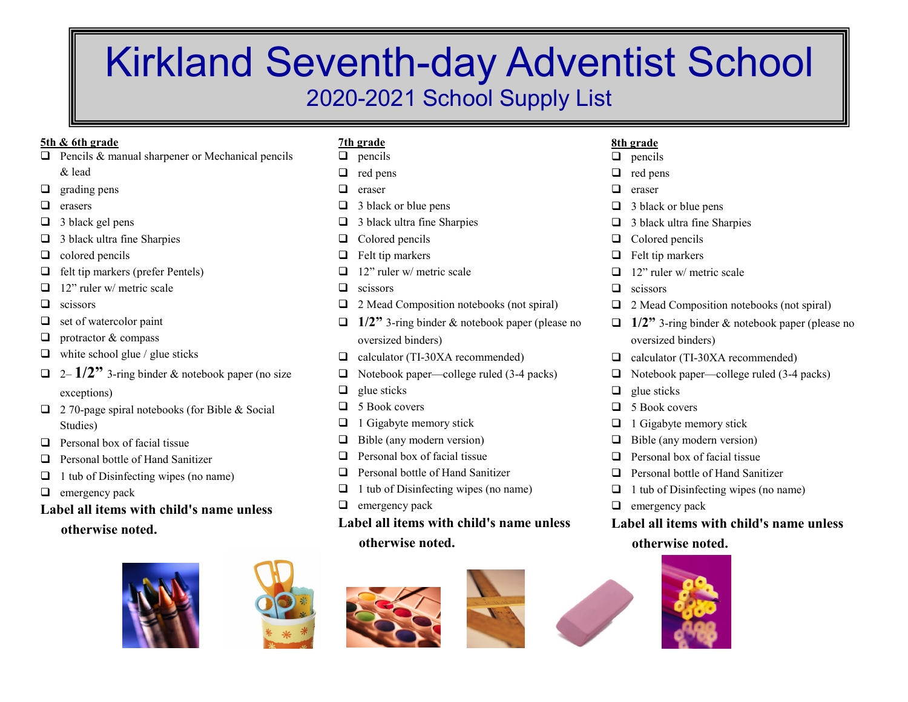# Kirkland Seventh-day Adventist School

## 2020-2021 School Supply List

**5th & 6th grade**

- ❑ Pencils & manual sharpener or Mechanical pencils & lead
- ❑ grading pens
- ❑ erasers
- ❑ 3 black gel pens
- ❑ 3 black ultra fine Sharpies
- ❑ colored pencils
- ❑ felt tip markers (prefer Pentels)
- ❑ 12" ruler w/ metric scale
- ❑ scissors
- ❑ set of watercolor paint
- ❑ protractor & compass
- ❑ white school glue / glue sticks
- ❑ 2– **1/2"** 3-ring binder & notebook paper (no size exceptions)
- ❑ 2 70-page spiral notebooks (for Bible & Social Studies)
- ❑ Personal box of facial tissue
- ❑ Personal bottle of Hand Sanitizer
- ❑ 1 tub of Disinfecting wipes (no name)
- ❑ emergency pack

**Label all items with child's name unless otherwise noted.**

**7th grade**

- ❑ pencils
- ❑ red pens
- ❑ eraser
- ❑ 3 black or blue pens
- ❑ 3 black ultra fine Sharpies
- ❑ Colored pencils
- ❑ Felt tip markers
- ❑ 12" ruler w/ metric scale
- ❑ scissors
- ❑ 2 Mead Composition notebooks (not spiral)
- ❑ **1/2"** 3-ring binder & notebook paper (please no oversized binders)
- ❑ calculator (TI-30XA recommended)
- ❑ Notebook paper—college ruled (3-4 packs)
- ❑ glue sticks
- ❑ 5 Book covers
- ❑ 1 Gigabyte memory stick
- ❑ Bible (any modern version)
- ❑ Personal box of facial tissue
- ❑ Personal bottle of Hand Sanitizer
- ❑ 1 tub of Disinfecting wipes (no name)
- ❑ emergency pack

**Label all items with child's name unless otherwise noted.**

**8th grade**

- ❑ pencils
- ❑ red pens
- ❑ eraser
- ❑ 3 black or blue pens
- ❑ 3 black ultra fine Sharpies
- ❑ Colored pencils
- ❑ Felt tip markers
- ❑ 12" ruler w/ metric scale
- ❑ scissors
- ❑ 2 Mead Composition notebooks (not spiral)
- ❑ **1/2"** 3-ring binder & notebook paper (please no oversized binders)
- ❑ calculator (TI-30XA recommended)
- ❑ Notebook paper—college ruled (3-4 packs)
- ❑ glue sticks
- ❑ 5 Book covers
- ❑ 1 Gigabyte memory stick
- ❑ Bible (any modern version)
- ❑ Personal box of facial tissue
- ❑ Personal bottle of Hand Sanitizer
- ❑ 1 tub of Disinfecting wipes (no name)
- ❑ emergency pack

**Label all items with child's name unless otherwise noted.**